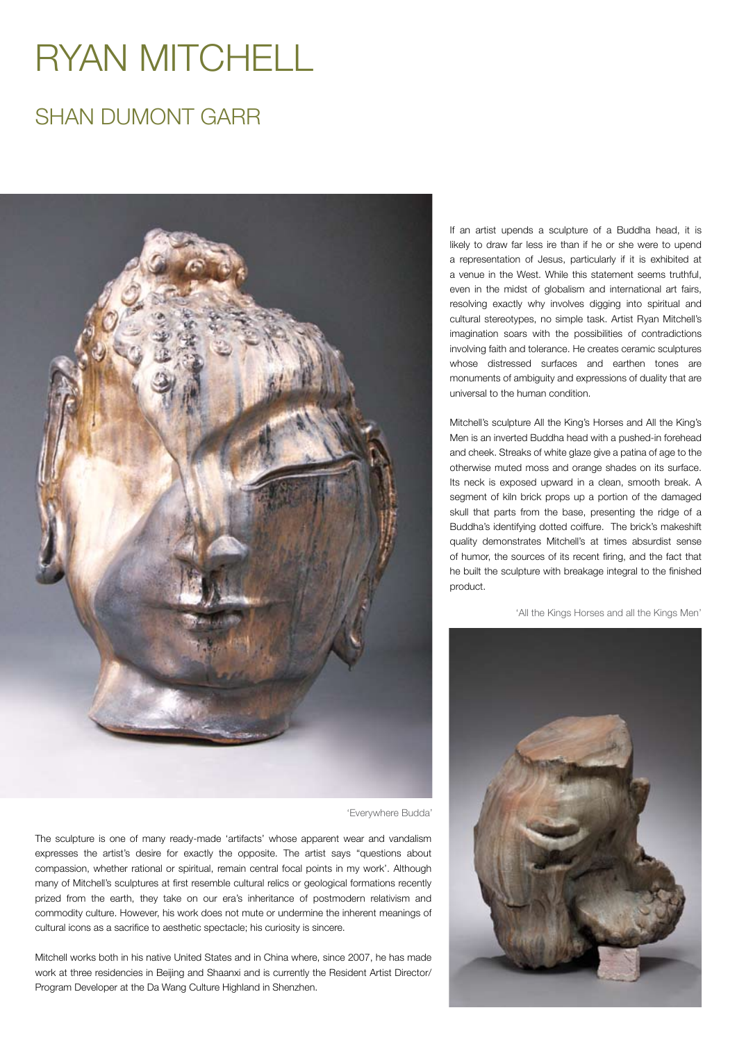# RYAN MITCHELL

## SHAN DUMONT GARR

If an artist upends a sculpture of a Buddha head, it is likely to draw far less ire than if he or she were to upend a representation of Jesus, particularly if it is exhibited at a venue in the West. While this statement seems truthful, even in the midst of globalism and international art fairs, resolving exactly why involves digging into spiritual and cultural stereotypes, no simple task. Artist Ryan Mitchell's imagination soars with the possibilities of contradictions involving faith and tolerance. He creates ceramic sculptures whose distressed surfaces and earthen tones are monuments of ambiguity and expressions of duality that are universal to the human condition.

Mitchell's sculpture All the King's Horses and All the King's Men is an inverted Buddha head with a pushed-in forehead and cheek. Streaks of white glaze give a patina of age to the otherwise muted moss and orange shades on its surface. Its neck is exposed upward in a clean, smooth break. A segment of kiln brick props up a portion of the damaged skull that parts from the base, presenting the ridge of a Buddha's identifying dotted coiffure. The brick's makeshift quality demonstrates Mitchell's at times absurdist sense of humor, the sources of its recent firing, and the fact that he built the sculpture with breakage integral to the finished product.

'Everywhere Budda'

'All the Kings Horses and all the Kings Men'

The sculpture is one of many ready-made 'artifacts' whose apparent wear and vandalism expresses the artist's desire for exactly the opposite. The artist says "questions about compassion, whether rational or spiritual, remain central focal points in my work'. Although many of Mitchell's sculptures at first resemble cultural relics or geological formations recently prized from the earth, they take on our era's inheritance of postmodern relativism and commodity culture. However, his work does not mute or undermine the inherent meanings of cultural icons as a sacrifice to aesthetic spectacle; his curiosity is sincere.

Mitchell works both in his native United States and in China where, since 2007, he has made work at three residencies in Beijing and Shaanxi and is currently the Resident Artist Director/ Program Developer at the Da Wang Culture Highland in Shenzhen.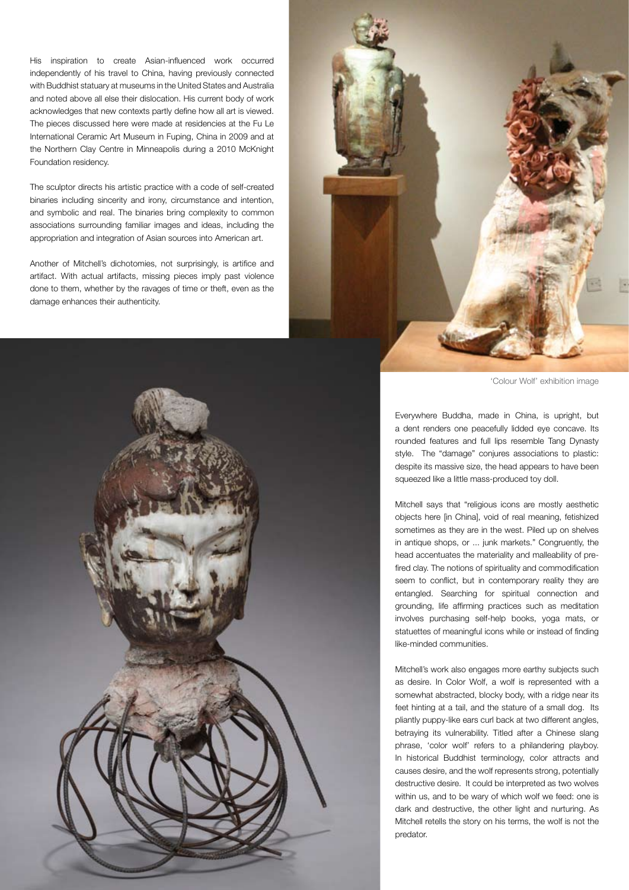His inspiration to create Asian-influenced work occurred independently of his travel to China, having previously connected with Buddhist statuary at museums in the United States and Australia and noted above all else their dislocation. His current body of work acknowledges that new contexts partly define how all art is viewed. The pieces discussed here were made at residencies at the Fu Le International Ceramic Art Museum in Fuping, China in 2009 and at the Northern Clay Centre in Minneapolis during a 2010 McKnight Foundation residency.

The sculptor directs his artistic practice with a code of self-created binaries including sincerity and irony, circumstance and intention, and symbolic and real. The binaries bring complexity to common associations surrounding familiar images and ideas, including the appropriation and integration of Asian sources into American art.

Another of Mitchell's dichotomies, not surprisingly, is artifice and artifact. With actual artifacts, missing pieces imply past violence done to them, whether by the ravages of time or theft, even as the damage enhances their authenticity.

'Colour Wolf' exhibition image

Everywhere Buddha, made in China, is upright, but a dent renders one peacefully lidded eye concave. Its rounded features and full lips resemble Tang Dynasty style. The "damage" conjures associations to plastic: despite its massive size, the head appears to have been squeezed like a little mass-produced toy doll.

Mitchell says that "religious icons are mostly aesthetic objects here [in China], void of real meaning, fetishized sometimes as they are in the west. Piled up on shelves in antique shops, or ... junk markets." Congruently, the head accentuates the materiality and malleability of pre-fired clay. The notions of spirituality and commodification seem to conflict, but in contemporary reality they are entangled. Searching for spiritual connection and grounding, life affirming practices such as meditation involves purchasing self-help books, yoga mats, or statuettes of meaningful icons while or instead of finding like-minded communities.

Mitchell's work also engages more earthy subjects such as desire. In Color Wolf, a wolf is represented with a somewhat abstracted, blocky body, with a ridge near its feet hinting at a tail, and the stature of a small dog. Its pliantly puppy-like ears curl back at two different angles, betraying its vulnerability. Titled after a Chinese slang phrase, 'color wolf' refers to a philandering playboy. In historical Buddhist terminology, color attracts and causes desire, and the wolf represents strong, potentially destructive desire. It could be interpreted as two wolves within us, and to be wary of which wolf we feed: one is dark and destructive, the other light and nurturing. As Mitchell retells the story on his terms, the wolf is not the predator.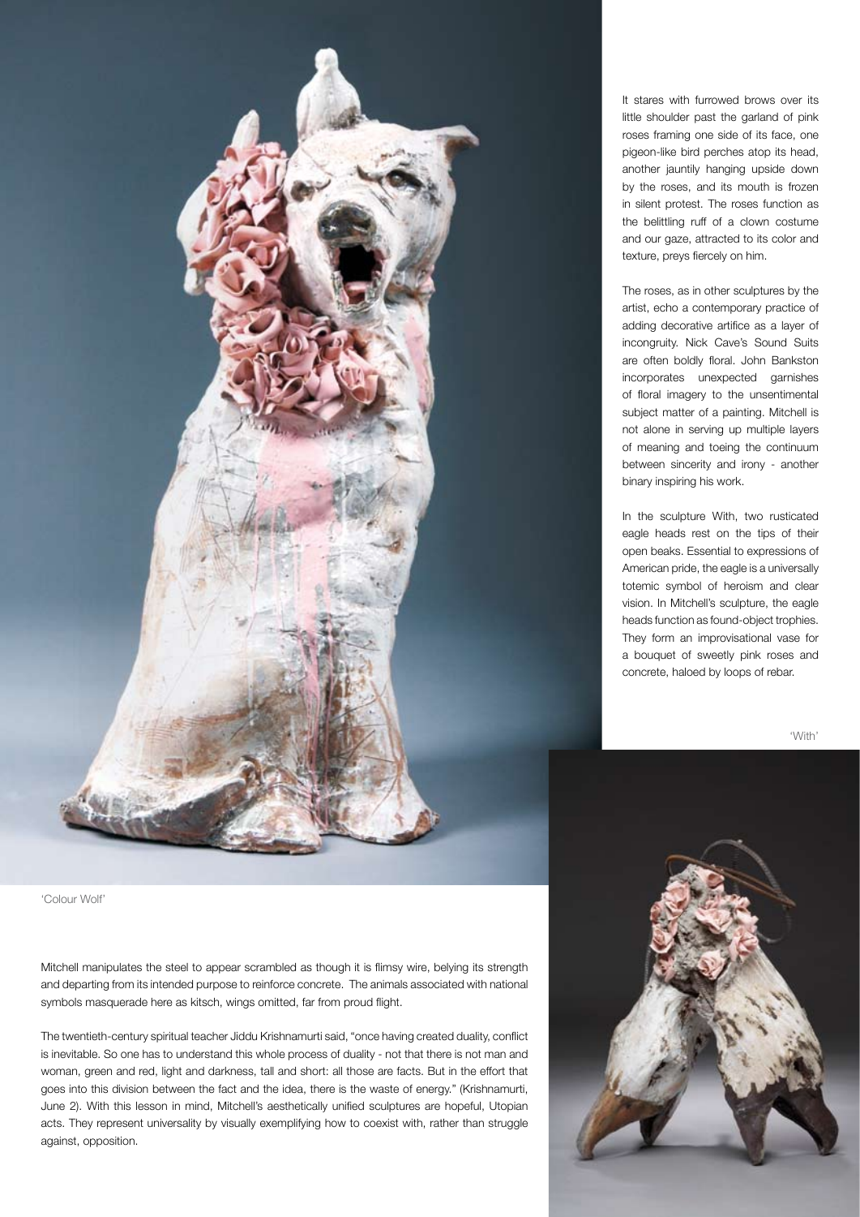It stares with furrowed brows over its little shoulder past the garland of pink roses framing one side of its face, one pigeon-like bird perches atop its head, another jauntily hanging upside down by the roses, and its mouth is frozen in silent protest. The roses function as the belittling ruff of a clown costume and our gaze, attracted to its color and texture, preys fiercely on him.

The roses, as in other sculptures by the artist, echo a contemporary practice of adding decorative artifice as a layer of incongruity. Nick Cave's Sound Suits are often boldly floral. John Bankston incorporates unexpected garnishes of floral imagery to the unsentimental subject matter of a painting. Mitchell is not alone in serving up multiple layers of meaning and toeing the continuum between sincerity and irony - another binary inspiring his work.

In the sculpture With, two rusticated eagle heads rest on the tips of their open beaks. Essential to expressions of American pride, the eagle is a universally totemic symbol of heroism and clear vision. In Mitchell's sculpture, the eagle heads function as found-object trophies. They form an improvisational vase for a bouquet of sweetly pink roses and concrete, haloed by loops of rebar.

'With'

'Colour Wolf'

Mitchell manipulates the steel to appear scrambled as though it is flimsy wire, belying its strength and departing from its intended purpose to reinforce concrete. The animals associated with national symbols masquerade here as kitsch, wings omitted, far from proud flight.

The twentieth-century spiritual teacher Jiddu Krishnamurti said, "once having created duality, conflict is inevitable. So one has to understand this whole process of duality - not that there is not man and woman, green and red, light and darkness, tall and short: all those are facts. But in the effort that goes into this division between the fact and the idea, there is the waste of energy." (Krishnamurti, June 2). With this lesson in mind, Mitchell's aesthetically unified sculptures are hopeful, Utopian acts. They represent universality by visually exemplifying how to coexist with, rather than struggle against, opposition.